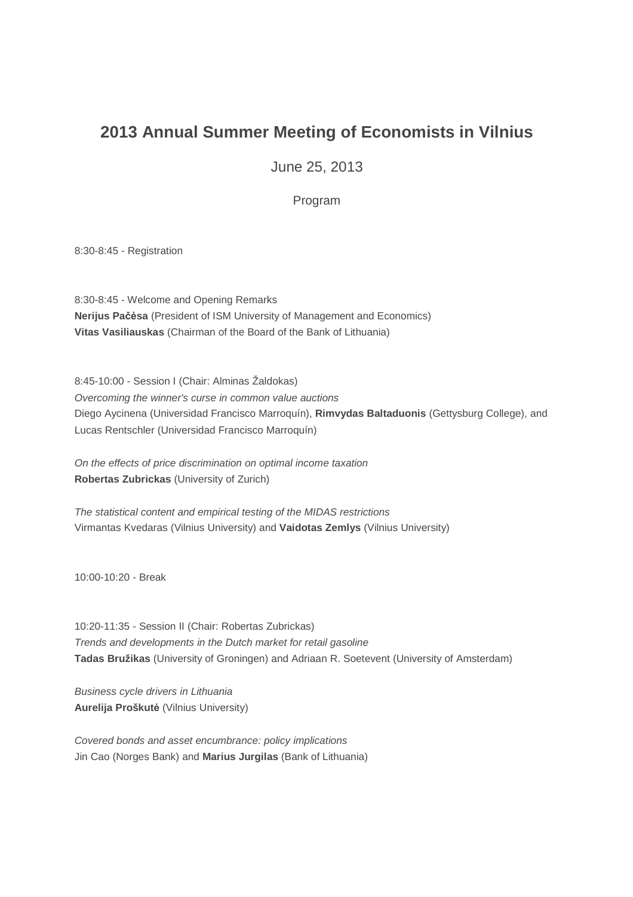# 2013 Annual Summer Meeting of Economists in Vilnius

June 25, 2013

Program

8:30-8:45 - Registration

8:30-8:45 - Welcome and Opening Remarks
**Nerijus Pačėsa** (President of ISM University of Management and Economics)
**Vitas Vasiliauskas** (Chairman of the Board of the Bank of Lithuania)

8:45-10:00 - Session I (Chair: Alminas Žaldokas)
*Overcoming the winner's curse in common value auctions*
Diego Aycinena (Universidad Francisco Marroquín), **Rimvydas Baltaduonis** (Gettysburg College), and Lucas Rentschler (Universidad Francisco Marroquín)

*On the effects of price discrimination on optimal income taxation*
**Robertas Zubrickas** (University of Zurich)

*The statistical content and empirical testing of the MIDAS restrictions*
Virmantas Kvedaras (Vilnius University) and **Vaidotas Zemlys** (Vilnius University)

10:00-10:20 - Break

10:20-11:35 - Session II (Chair: Robertas Zubrickas)
*Trends and developments in the Dutch market for retail gasoline*
**Tadas Bružikas** (University of Groningen) and Adriaan R. Soetevent (University of Amsterdam)

*Business cycle drivers in Lithuania*
**Aurelija Proškutė** (Vilnius University)

*Covered bonds and asset encumbrance: policy implications*
Jin Cao (Norges Bank) and **Marius Jurgilas** (Bank of Lithuania)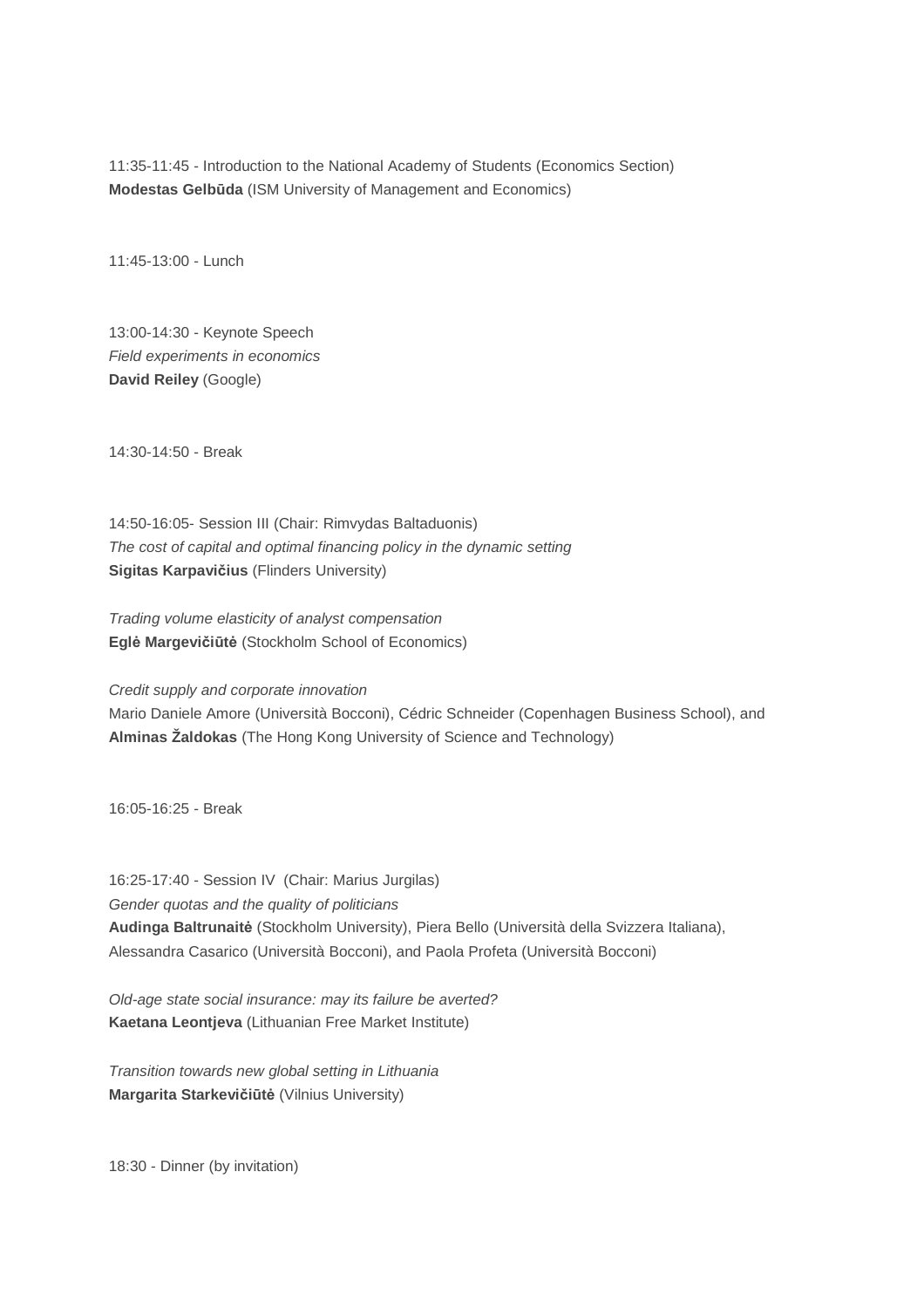11:35-11:45 - Introduction to the National Academy of Students (Economics Section)
**Modestas Gelbūda** (ISM University of Management and Economics)

11:45-13:00 - Lunch

13:00-14:30 - Keynote Speech
*Field experiments in economics*
**David Reiley** (Google)

14:30-14:50 - Break

14:50-16:05- Session III (Chair: Rimvydas Baltaduonis)
*The cost of capital and optimal financing policy in the dynamic setting*
**Sigitas Karpavičius** (Flinders University)

*Trading volume elasticity of analyst compensation*
**Eglė Margevičiūtė** (Stockholm School of Economics)

*Credit supply and corporate innovation*
Mario Daniele Amore (Università Bocconi), Cédric Schneider (Copenhagen Business School), and **Alminas Žaldokas** (The Hong Kong University of Science and Technology)

16:05-16:25 - Break

16:25-17:40 - Session IV (Chair: Marius Jurgilas)
*Gender quotas and the quality of politicians*
**Audinga Baltrunaitė** (Stockholm University), Piera Bello (Università della Svizzera Italiana), Alessandra Casarico (Università Bocconi), and Paola Profeta (Università Bocconi)

*Old-age state social insurance: may its failure be averted?*
**Kaetana Leontjeva** (Lithuanian Free Market Institute)

*Transition towards new global setting in Lithuania*
**Margarita Starkevičiūtė** (Vilnius University)

18:30 - Dinner (by invitation)